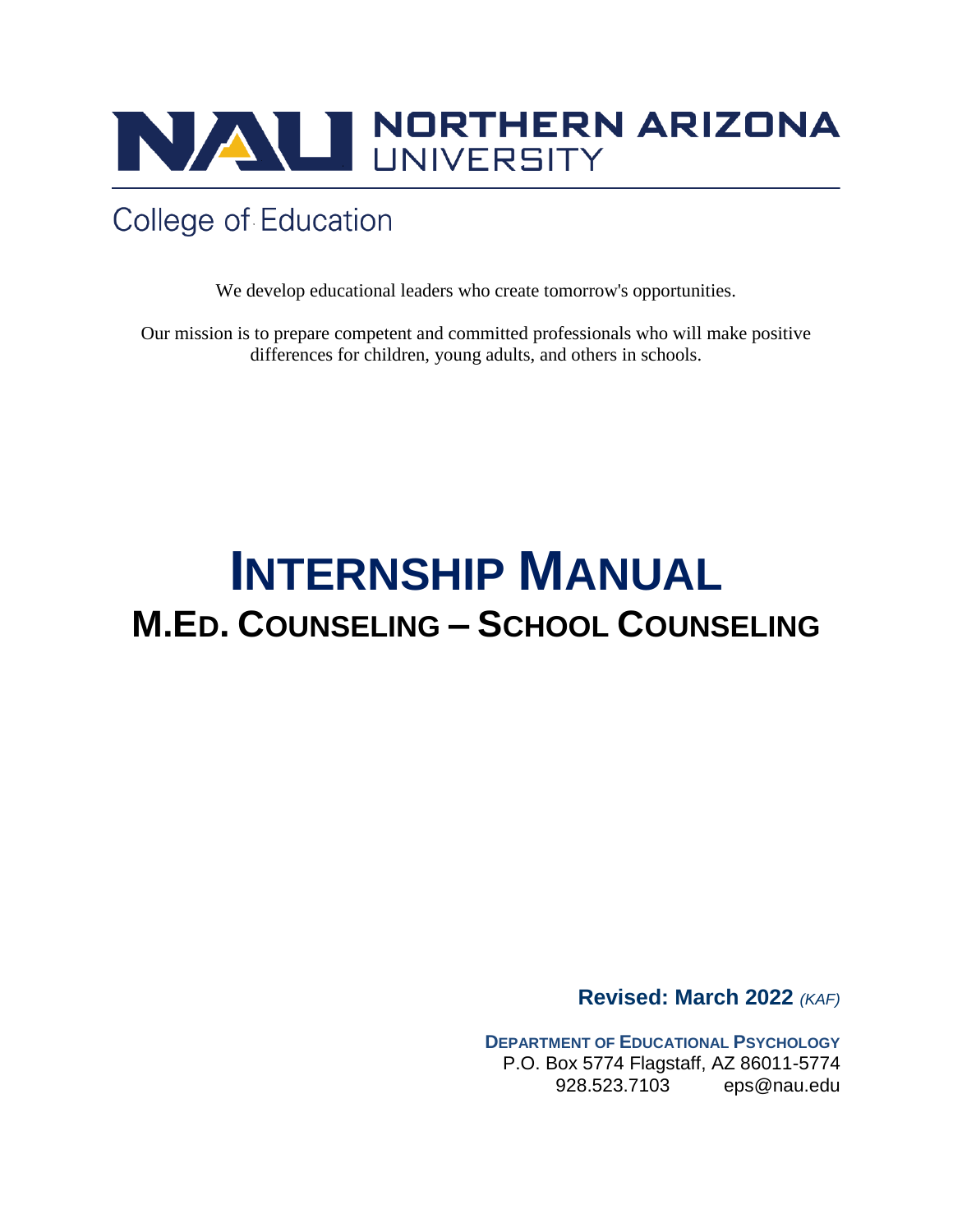NORTHERN ARIZONA UNIVERSITY

College of Education

We develop educational leaders who create tomorrow's opportunities.

Our mission is to prepare competent and committed professionals who will make positive differences for children, young adults, and others in schools.

# INTERNSHIP MANUAL

## M.ED. COUNSELING – SCHOOL COUNSELING

**Revised: March 2022** *(KAF)*

**DEPARTMENT OF EDUCATIONAL PSYCHOLOGY**
P.O. Box 5774 Flagstaff, AZ 86011-5774
928.523.7103 eps@nau.edu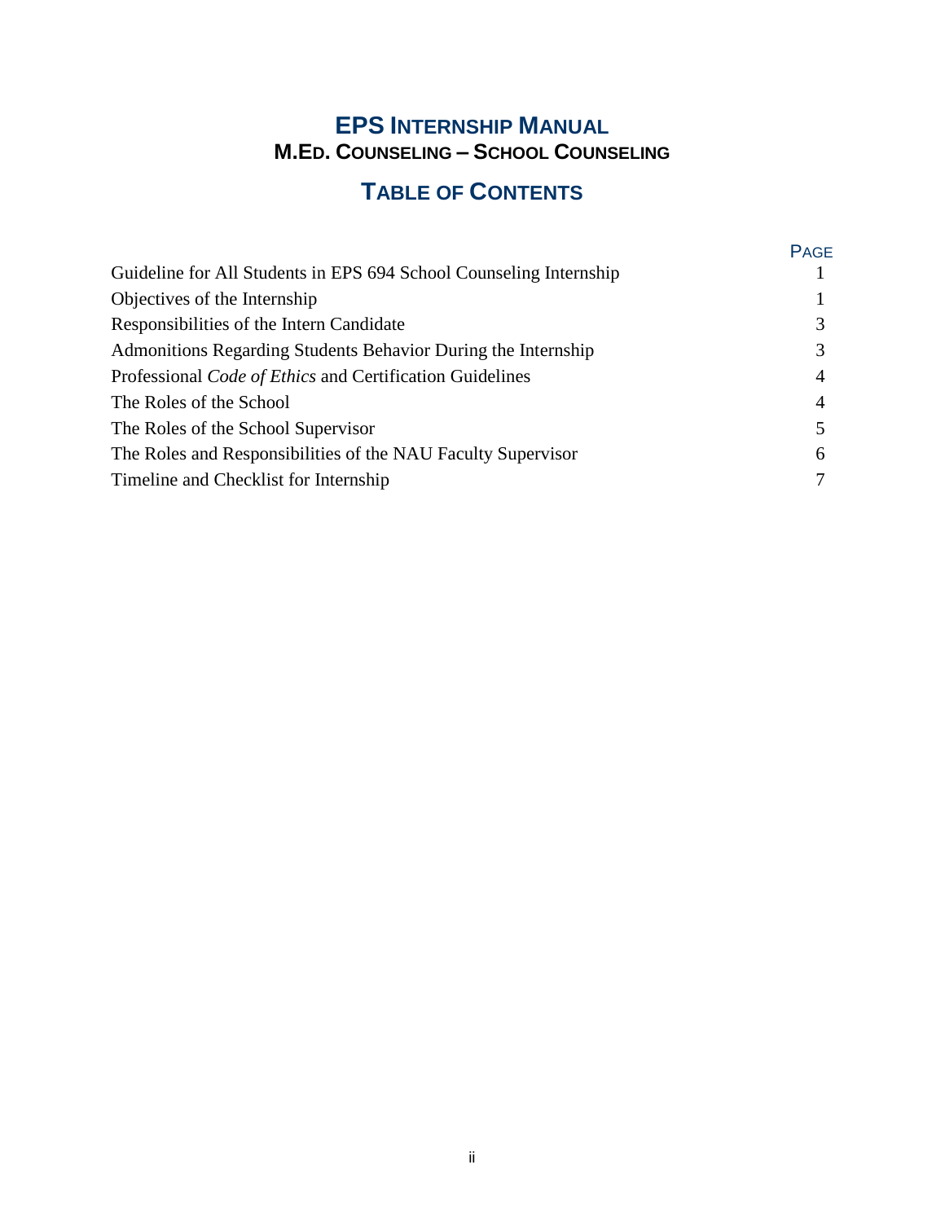# EPS Internship Manual
## M.Ed. Counseling – School Counseling

## Table of Contents

| | Page |
|---|---|
| Guideline for All Students in EPS 694 School Counseling Internship | 1 |
| Objectives of the Internship | 1 |
| Responsibilities of the Intern Candidate | 3 |
| Admonitions Regarding Students Behavior During the Internship | 3 |
| Professional *Code of Ethics* and Certification Guidelines | 4 |
| The Roles of the School | 4 |
| The Roles of the School Supervisor | 5 |
| The Roles and Responsibilities of the NAU Faculty Supervisor | 6 |
| Timeline and Checklist for Internship | 7 |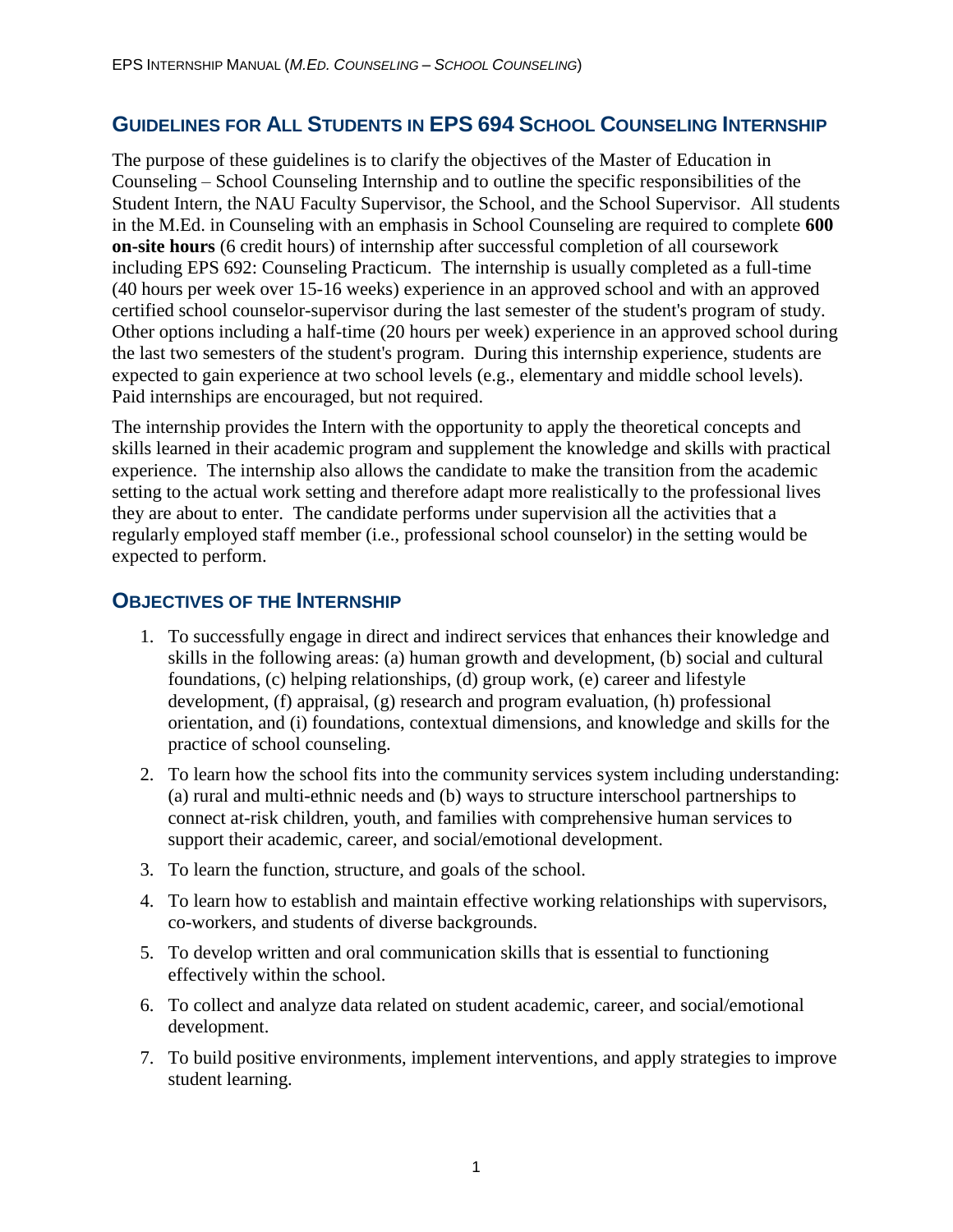## Guidelines for All Students in EPS 694 School Counseling Internship

The purpose of these guidelines is to clarify the objectives of the Master of Education in Counseling – School Counseling Internship and to outline the specific responsibilities of the Student Intern, the NAU Faculty Supervisor, the School, and the School Supervisor. All students in the M.Ed. in Counseling with an emphasis in School Counseling are required to complete **600 on-site hours** (6 credit hours) of internship after successful completion of all coursework including EPS 692: Counseling Practicum. The internship is usually completed as a full-time (40 hours per week over 15-16 weeks) experience in an approved school and with an approved certified school counselor-supervisor during the last semester of the student's program of study. Other options including a half-time (20 hours per week) experience in an approved school during the last two semesters of the student's program. During this internship experience, students are expected to gain experience at two school levels (e.g., elementary and middle school levels). Paid internships are encouraged, but not required.

The internship provides the Intern with the opportunity to apply the theoretical concepts and skills learned in their academic program and supplement the knowledge and skills with practical experience. The internship also allows the candidate to make the transition from the academic setting to the actual work setting and therefore adapt more realistically to the professional lives they are about to enter. The candidate performs under supervision all the activities that a regularly employed staff member (i.e., professional school counselor) in the setting would be expected to perform.

## Objectives of the Internship

1. To successfully engage in direct and indirect services that enhances their knowledge and skills in the following areas: (a) human growth and development, (b) social and cultural foundations, (c) helping relationships, (d) group work, (e) career and lifestyle development, (f) appraisal, (g) research and program evaluation, (h) professional orientation, and (i) foundations, contextual dimensions, and knowledge and skills for the practice of school counseling.
2. To learn how the school fits into the community services system including understanding: (a) rural and multi-ethnic needs and (b) ways to structure interschool partnerships to connect at-risk children, youth, and families with comprehensive human services to support their academic, career, and social/emotional development.
3. To learn the function, structure, and goals of the school.
4. To learn how to establish and maintain effective working relationships with supervisors, co-workers, and students of diverse backgrounds.
5. To develop written and oral communication skills that is essential to functioning effectively within the school.
6. To collect and analyze data related on student academic, career, and social/emotional development.
7. To build positive environments, implement interventions, and apply strategies to improve student learning.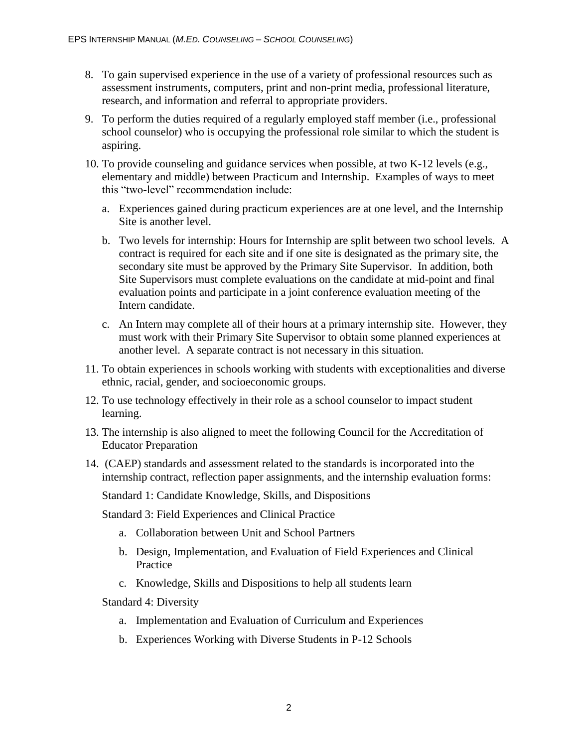8. To gain supervised experience in the use of a variety of professional resources such as assessment instruments, computers, print and non-print media, professional literature, research, and information and referral to appropriate providers.
9. To perform the duties required of a regularly employed staff member (i.e., professional school counselor) who is occupying the professional role similar to which the student is aspiring.
10. To provide counseling and guidance services when possible, at two K-12 levels (e.g., elementary and middle) between Practicum and Internship. Examples of ways to meet this "two-level" recommendation include:
    a. Experiences gained during practicum experiences are at one level, and the Internship Site is another level.
    b. Two levels for internship: Hours for Internship are split between two school levels. A contract is required for each site and if one site is designated as the primary site, the secondary site must be approved by the Primary Site Supervisor. In addition, both Site Supervisors must complete evaluations on the candidate at mid-point and final evaluation points and participate in a joint conference evaluation meeting of the Intern candidate.
    c. An Intern may complete all of their hours at a primary internship site. However, they must work with their Primary Site Supervisor to obtain some planned experiences at another level. A separate contract is not necessary in this situation.
11. To obtain experiences in schools working with students with exceptionalities and diverse ethnic, racial, gender, and socioeconomic groups.
12. To use technology effectively in their role as a school counselor to impact student learning.
13. The internship is also aligned to meet the following Council for the Accreditation of Educator Preparation
14. (CAEP) standards and assessment related to the standards is incorporated into the internship contract, reflection paper assignments, and the internship evaluation forms:

    Standard 1: Candidate Knowledge, Skills, and Dispositions

    Standard 3: Field Experiences and Clinical Practice

    a. Collaboration between Unit and School Partners
    b. Design, Implementation, and Evaluation of Field Experiences and Clinical Practice
    c. Knowledge, Skills and Dispositions to help all students learn

    Standard 4: Diversity

    a. Implementation and Evaluation of Curriculum and Experiences
    b. Experiences Working with Diverse Students in P-12 Schools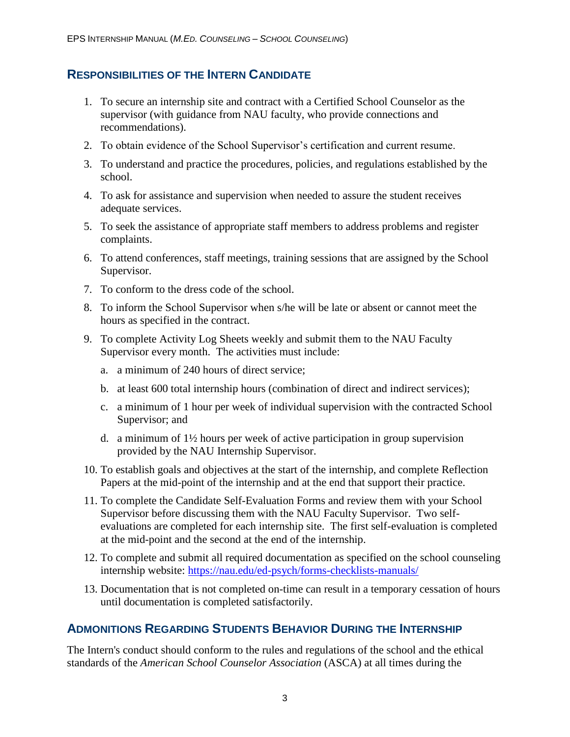## Responsibilities of the Intern Candidate

1. To secure an internship site and contract with a Certified School Counselor as the supervisor (with guidance from NAU faculty, who provide connections and recommendations).
2. To obtain evidence of the School Supervisor's certification and current resume.
3. To understand and practice the procedures, policies, and regulations established by the school.
4. To ask for assistance and supervision when needed to assure the student receives adequate services.
5. To seek the assistance of appropriate staff members to address problems and register complaints.
6. To attend conferences, staff meetings, training sessions that are assigned by the School Supervisor.
7. To conform to the dress code of the school.
8. To inform the School Supervisor when s/he will be late or absent or cannot meet the hours as specified in the contract.
9. To complete Activity Log Sheets weekly and submit them to the NAU Faculty Supervisor every month. The activities must include:
   a. a minimum of 240 hours of direct service;
   b. at least 600 total internship hours (combination of direct and indirect services);
   c. a minimum of 1 hour per week of individual supervision with the contracted School Supervisor; and
   d. a minimum of 1½ hours per week of active participation in group supervision provided by the NAU Internship Supervisor.
10. To establish goals and objectives at the start of the internship, and complete Reflection Papers at the mid-point of the internship and at the end that support their practice.
11. To complete the Candidate Self-Evaluation Forms and review them with your School Supervisor before discussing them with the NAU Faculty Supervisor. Two self-evaluations are completed for each internship site. The first self-evaluation is completed at the mid-point and the second at the end of the internship.
12. To complete and submit all required documentation as specified on the school counseling internship website: https://nau.edu/ed-psych/forms-checklists-manuals/
13. Documentation that is not completed on-time can result in a temporary cessation of hours until documentation is completed satisfactorily.

## Admonitions Regarding Students Behavior During the Internship

The Intern's conduct should conform to the rules and regulations of the school and the ethical standards of the *American School Counselor Association* (ASCA) at all times during the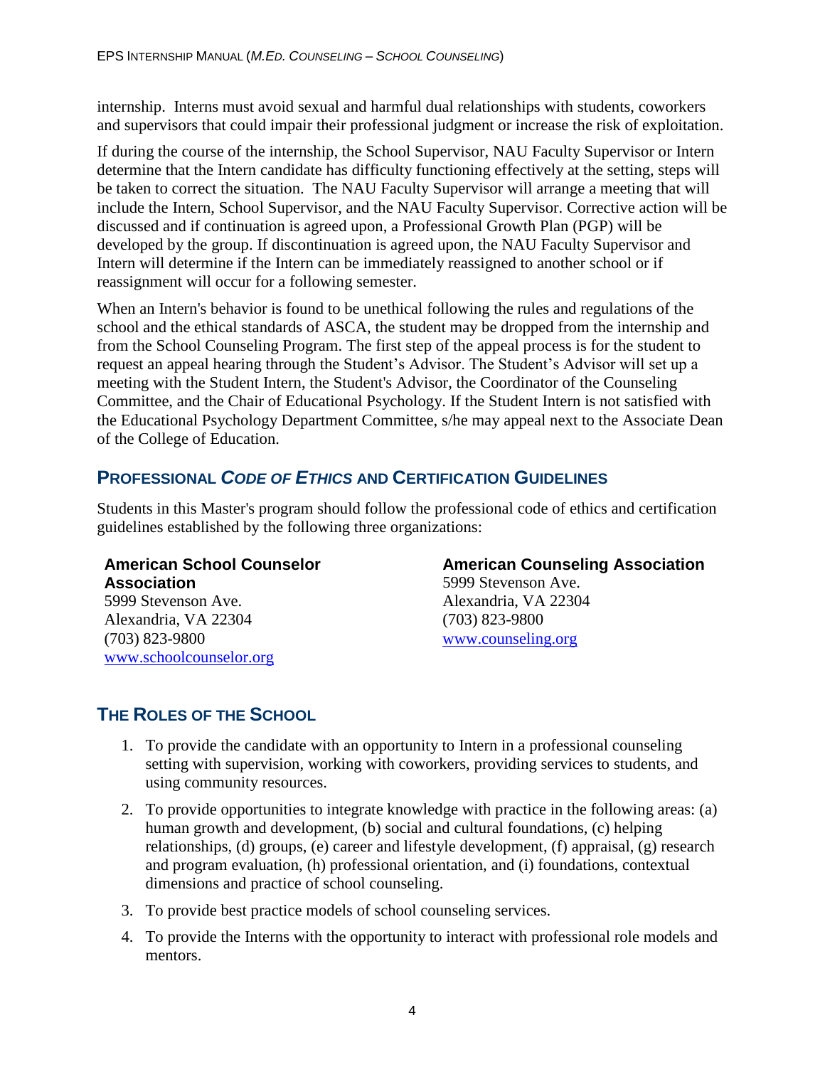internship. Interns must avoid sexual and harmful dual relationships with students, coworkers and supervisors that could impair their professional judgment or increase the risk of exploitation.

If during the course of the internship, the School Supervisor, NAU Faculty Supervisor or Intern determine that the Intern candidate has difficulty functioning effectively at the setting, steps will be taken to correct the situation. The NAU Faculty Supervisor will arrange a meeting that will include the Intern, School Supervisor, and the NAU Faculty Supervisor. Corrective action will be discussed and if continuation is agreed upon, a Professional Growth Plan (PGP) will be developed by the group. If discontinuation is agreed upon, the NAU Faculty Supervisor and Intern will determine if the Intern can be immediately reassigned to another school or if reassignment will occur for a following semester.

When an Intern's behavior is found to be unethical following the rules and regulations of the school and the ethical standards of ASCA, the student may be dropped from the internship and from the School Counseling Program. The first step of the appeal process is for the student to request an appeal hearing through the Student's Advisor. The Student's Advisor will set up a meeting with the Student Intern, the Student's Advisor, the Coordinator of the Counseling Committee, and the Chair of Educational Psychology. If the Student Intern is not satisfied with the Educational Psychology Department Committee, s/he may appeal next to the Associate Dean of the College of Education.

## Professional *Code of Ethics* and Certification Guidelines

Students in this Master's program should follow the professional code of ethics and certification guidelines established by the following three organizations:

**American School Counselor Association**
5999 Stevenson Ave.
Alexandria, VA 22304
(703) 823-9800
www.schoolcounselor.org

**American Counseling Association**
5999 Stevenson Ave.
Alexandria, VA 22304
(703) 823-9800
www.counseling.org

## The Roles of the School

1. To provide the candidate with an opportunity to Intern in a professional counseling setting with supervision, working with coworkers, providing services to students, and using community resources.
2. To provide opportunities to integrate knowledge with practice in the following areas: (a) human growth and development, (b) social and cultural foundations, (c) helping relationships, (d) groups, (e) career and lifestyle development, (f) appraisal, (g) research and program evaluation, (h) professional orientation, and (i) foundations, contextual dimensions and practice of school counseling.
3. To provide best practice models of school counseling services.
4. To provide the Interns with the opportunity to interact with professional role models and mentors.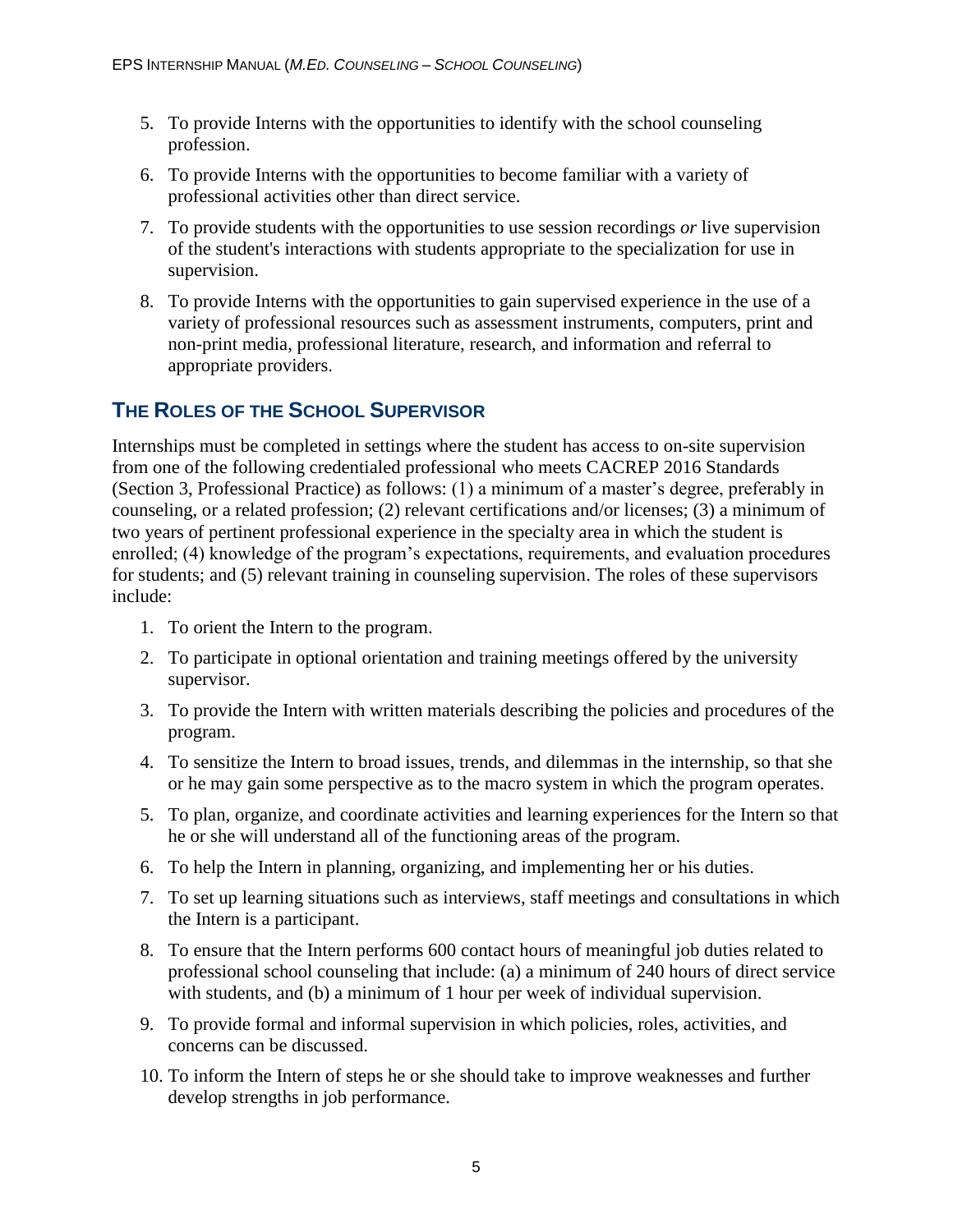5. To provide Interns with the opportunities to identify with the school counseling profession.

6. To provide Interns with the opportunities to become familiar with a variety of professional activities other than direct service.

7. To provide students with the opportunities to use session recordings *or* live supervision of the student's interactions with students appropriate to the specialization for use in supervision.

8. To provide Interns with the opportunities to gain supervised experience in the use of a variety of professional resources such as assessment instruments, computers, print and non-print media, professional literature, research, and information and referral to appropriate providers.

## THE ROLES OF THE SCHOOL SUPERVISOR

Internships must be completed in settings where the student has access to on-site supervision from one of the following credentialed professional who meets CACREP 2016 Standards (Section 3, Professional Practice) as follows: (1) a minimum of a master's degree, preferably in counseling, or a related profession; (2) relevant certifications and/or licenses; (3) a minimum of two years of pertinent professional experience in the specialty area in which the student is enrolled; (4) knowledge of the program's expectations, requirements, and evaluation procedures for students; and (5) relevant training in counseling supervision. The roles of these supervisors include:

1. To orient the Intern to the program.

2. To participate in optional orientation and training meetings offered by the university supervisor.

3. To provide the Intern with written materials describing the policies and procedures of the program.

4. To sensitize the Intern to broad issues, trends, and dilemmas in the internship, so that she or he may gain some perspective as to the macro system in which the program operates.

5. To plan, organize, and coordinate activities and learning experiences for the Intern so that he or she will understand all of the functioning areas of the program.

6. To help the Intern in planning, organizing, and implementing her or his duties.

7. To set up learning situations such as interviews, staff meetings and consultations in which the Intern is a participant.

8. To ensure that the Intern performs 600 contact hours of meaningful job duties related to professional school counseling that include: (a) a minimum of 240 hours of direct service with students, and (b) a minimum of 1 hour per week of individual supervision.

9. To provide formal and informal supervision in which policies, roles, activities, and concerns can be discussed.

10. To inform the Intern of steps he or she should take to improve weaknesses and further develop strengths in job performance.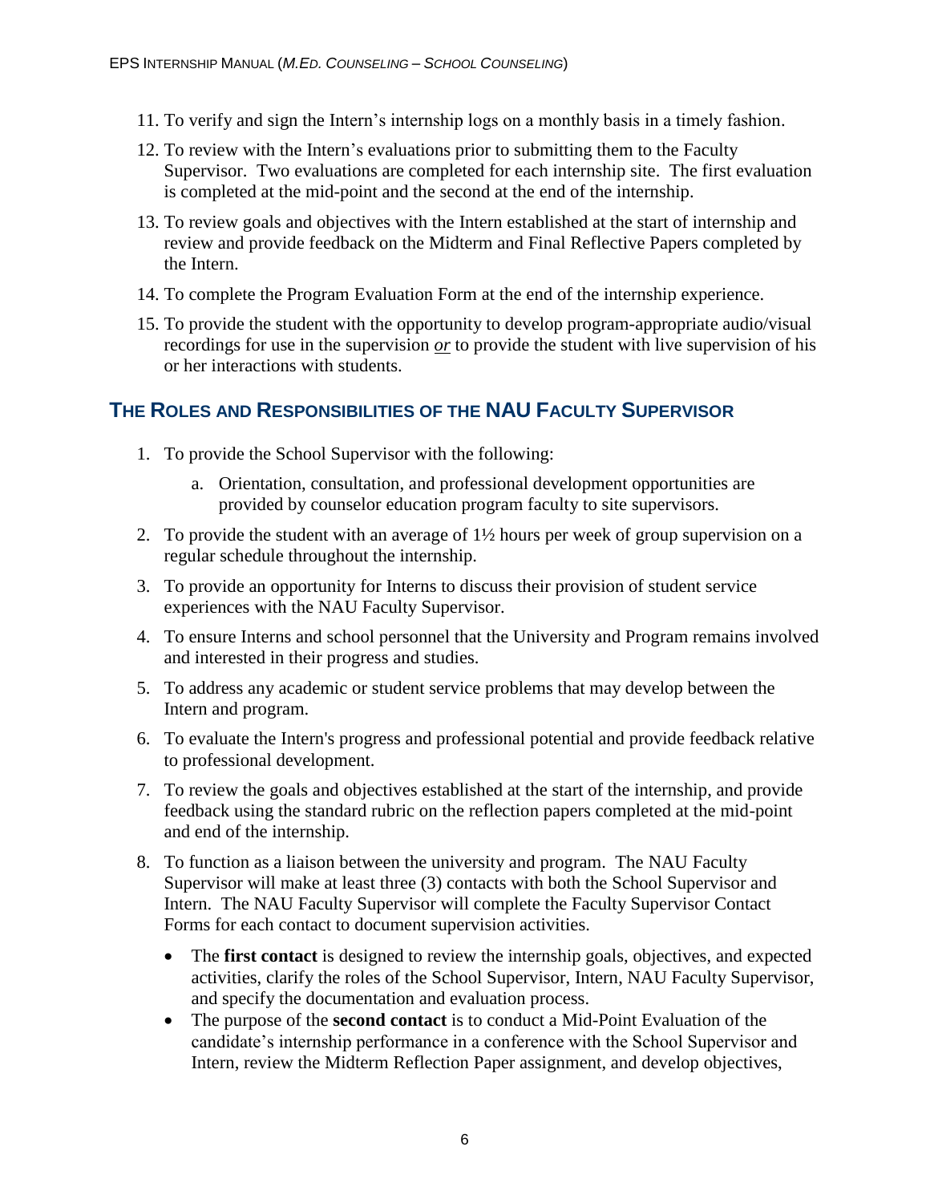11. To verify and sign the Intern's internship logs on a monthly basis in a timely fashion.
12. To review with the Intern's evaluations prior to submitting them to the Faculty Supervisor. Two evaluations are completed for each internship site. The first evaluation is completed at the mid-point and the second at the end of the internship.
13. To review goals and objectives with the Intern established at the start of internship and review and provide feedback on the Midterm and Final Reflective Papers completed by the Intern.
14. To complete the Program Evaluation Form at the end of the internship experience.
15. To provide the student with the opportunity to develop program-appropriate audio/visual recordings for use in the supervision <u>*or*</u> to provide the student with live supervision of his or her interactions with students.

## The Roles and Responsibilities of the NAU Faculty Supervisor

1. To provide the School Supervisor with the following:
   a. Orientation, consultation, and professional development opportunities are provided by counselor education program faculty to site supervisors.
2. To provide the student with an average of 1½ hours per week of group supervision on a regular schedule throughout the internship.
3. To provide an opportunity for Interns to discuss their provision of student service experiences with the NAU Faculty Supervisor.
4. To ensure Interns and school personnel that the University and Program remains involved and interested in their progress and studies.
5. To address any academic or student service problems that may develop between the Intern and program.
6. To evaluate the Intern's progress and professional potential and provide feedback relative to professional development.
7. To review the goals and objectives established at the start of the internship, and provide feedback using the standard rubric on the reflection papers completed at the mid-point and end of the internship.
8. To function as a liaison between the university and program. The NAU Faculty Supervisor will make at least three (3) contacts with both the School Supervisor and Intern. The NAU Faculty Supervisor will complete the Faculty Supervisor Contact Forms for each contact to document supervision activities.
   - The **first contact** is designed to review the internship goals, objectives, and expected activities, clarify the roles of the School Supervisor, Intern, NAU Faculty Supervisor, and specify the documentation and evaluation process.
   - The purpose of the **second contact** is to conduct a Mid-Point Evaluation of the candidate's internship performance in a conference with the School Supervisor and Intern, review the Midterm Reflection Paper assignment, and develop objectives,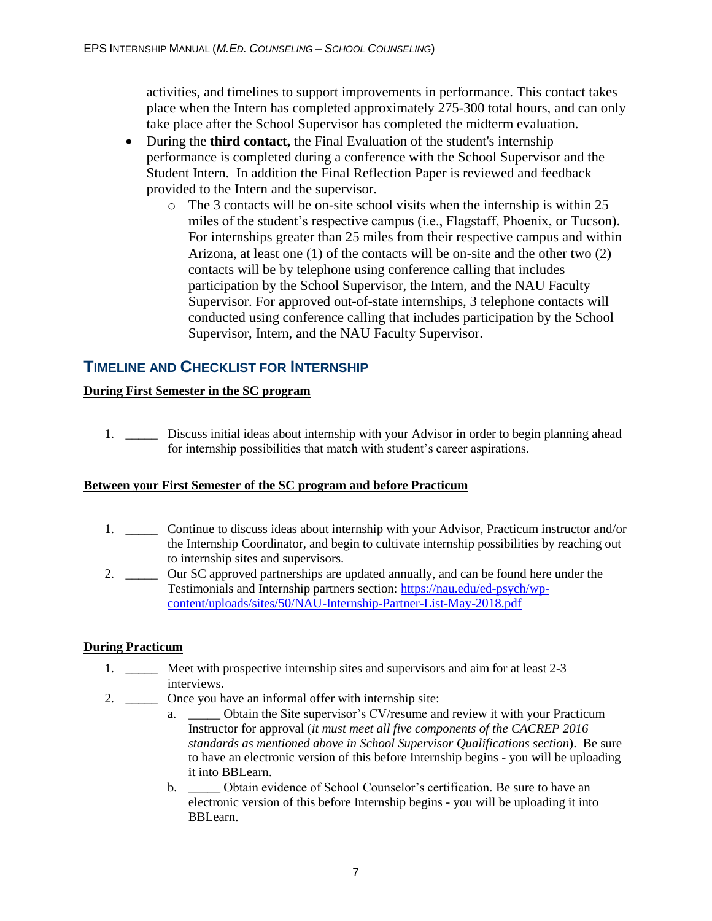activities, and timelines to support improvements in performance. This contact takes place when the Intern has completed approximately 275-300 total hours, and can only take place after the School Supervisor has completed the midterm evaluation.

- During the **third contact,** the Final Evaluation of the student's internship performance is completed during a conference with the School Supervisor and the Student Intern. In addition the Final Reflection Paper is reviewed and feedback provided to the Intern and the supervisor.
  - The 3 contacts will be on-site school visits when the internship is within 25 miles of the student's respective campus (i.e., Flagstaff, Phoenix, or Tucson). For internships greater than 25 miles from their respective campus and within Arizona, at least one (1) of the contacts will be on-site and the other two (2) contacts will be by telephone using conference calling that includes participation by the School Supervisor, the Intern, and the NAU Faculty Supervisor. For approved out-of-state internships, 3 telephone contacts will conducted using conference calling that includes participation by the School Supervisor, Intern, and the NAU Faculty Supervisor.

## Timeline and Checklist for Internship

**During First Semester in the SC program**

1. _____ Discuss initial ideas about internship with your Advisor in order to begin planning ahead for internship possibilities that match with student's career aspirations.

**Between your First Semester of the SC program and before Practicum**

1. _____ Continue to discuss ideas about internship with your Advisor, Practicum instructor and/or the Internship Coordinator, and begin to cultivate internship possibilities by reaching out to internship sites and supervisors.
2. _____ Our SC approved partnerships are updated annually, and can be found here under the Testimonials and Internship partners section: [https://nau.edu/ed-psych/wp-content/uploads/sites/50/NAU-Internship-Partner-List-May-2018.pdf](https://nau.edu/ed-psych/wp-content/uploads/sites/50/NAU-Internship-Partner-List-May-2018.pdf)

**During Practicum**

1. _____ Meet with prospective internship sites and supervisors and aim for at least 2-3 interviews.
2. _____ Once you have an informal offer with internship site:
   a. _____ Obtain the Site supervisor's CV/resume and review it with your Practicum Instructor for approval (*it must meet all five components of the CACREP 2016 standards as mentioned above in School Supervisor Qualifications section*). Be sure to have an electronic version of this before Internship begins - you will be uploading it into BBLearn.
   b. _____ Obtain evidence of School Counselor's certification. Be sure to have an electronic version of this before Internship begins - you will be uploading it into BBLearn.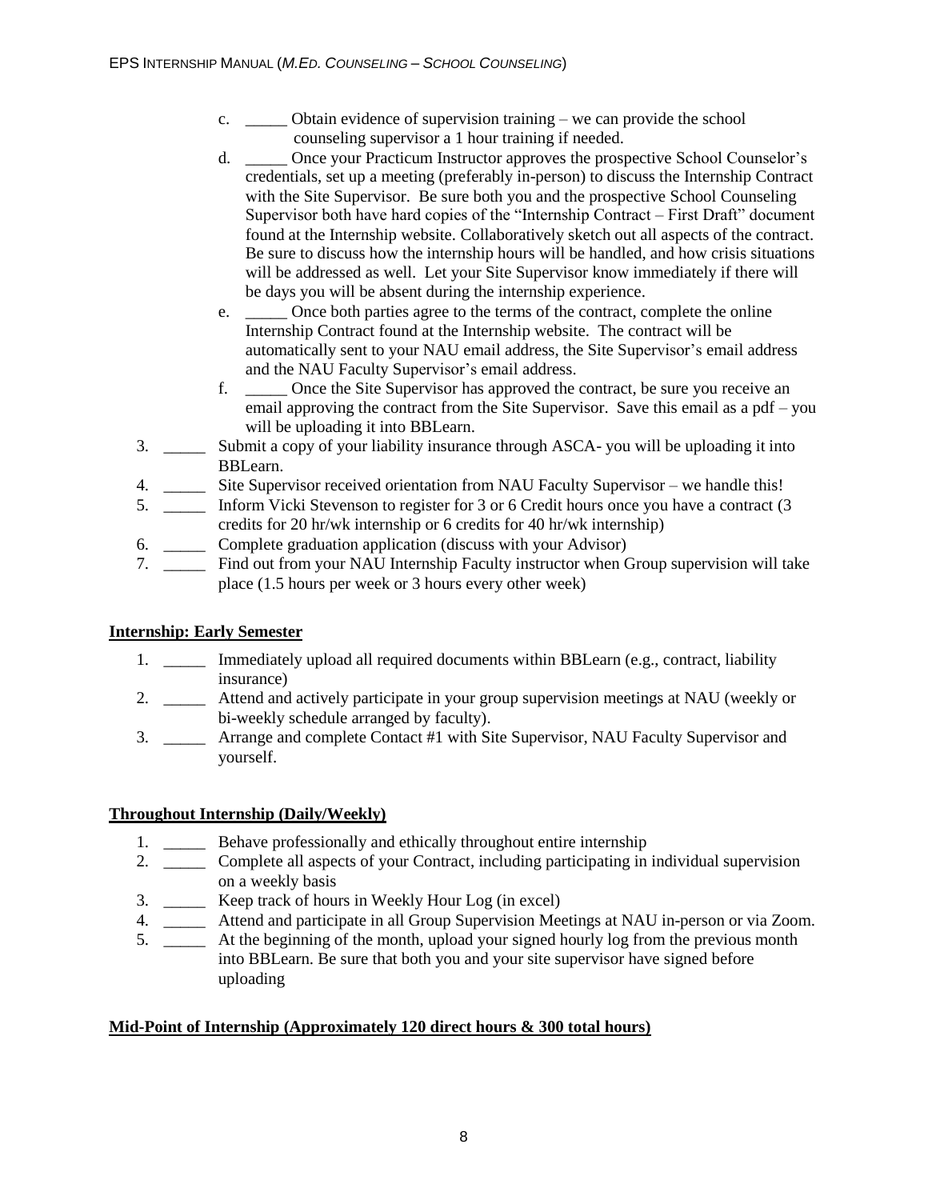c. _____ Obtain evidence of supervision training – we can provide the school counseling supervisor a 1 hour training if needed.
   d. _____ Once your Practicum Instructor approves the prospective School Counselor's credentials, set up a meeting (preferably in-person) to discuss the Internship Contract with the Site Supervisor. Be sure both you and the prospective School Counseling Supervisor both have hard copies of the "Internship Contract – First Draft" document found at the Internship website. Collaboratively sketch out all aspects of the contract. Be sure to discuss how the internship hours will be handled, and how crisis situations will be addressed as well. Let your Site Supervisor know immediately if there will be days you will be absent during the internship experience.
   e. _____ Once both parties agree to the terms of the contract, complete the online Internship Contract found at the Internship website. The contract will be automatically sent to your NAU email address, the Site Supervisor's email address and the NAU Faculty Supervisor's email address.
   f. _____ Once the Site Supervisor has approved the contract, be sure you receive an email approving the contract from the Site Supervisor. Save this email as a pdf – you will be uploading it into BBLearn.
3. _____ Submit a copy of your liability insurance through ASCA- you will be uploading it into BBLearn.
4. _____ Site Supervisor received orientation from NAU Faculty Supervisor – we handle this!
5. _____ Inform Vicki Stevenson to register for 3 or 6 Credit hours once you have a contract (3 credits for 20 hr/wk internship or 6 credits for 40 hr/wk internship)
6. _____ Complete graduation application (discuss with your Advisor)
7. _____ Find out from your NAU Internship Faculty instructor when Group supervision will take place (1.5 hours per week or 3 hours every other week)

**Internship: Early Semester**

1. _____ Immediately upload all required documents within BBLearn (e.g., contract, liability insurance)
2. _____ Attend and actively participate in your group supervision meetings at NAU (weekly or bi-weekly schedule arranged by faculty).
3. _____ Arrange and complete Contact #1 with Site Supervisor, NAU Faculty Supervisor and yourself.

**Throughout Internship (Daily/Weekly)**

1. _____ Behave professionally and ethically throughout entire internship
2. _____ Complete all aspects of your Contract, including participating in individual supervision on a weekly basis
3. _____ Keep track of hours in Weekly Hour Log (in excel)
4. _____ Attend and participate in all Group Supervision Meetings at NAU in-person or via Zoom.
5. _____ At the beginning of the month, upload your signed hourly log from the previous month into BBLearn. Be sure that both you and your site supervisor have signed before uploading

**Mid-Point of Internship (Approximately 120 direct hours & 300 total hours)**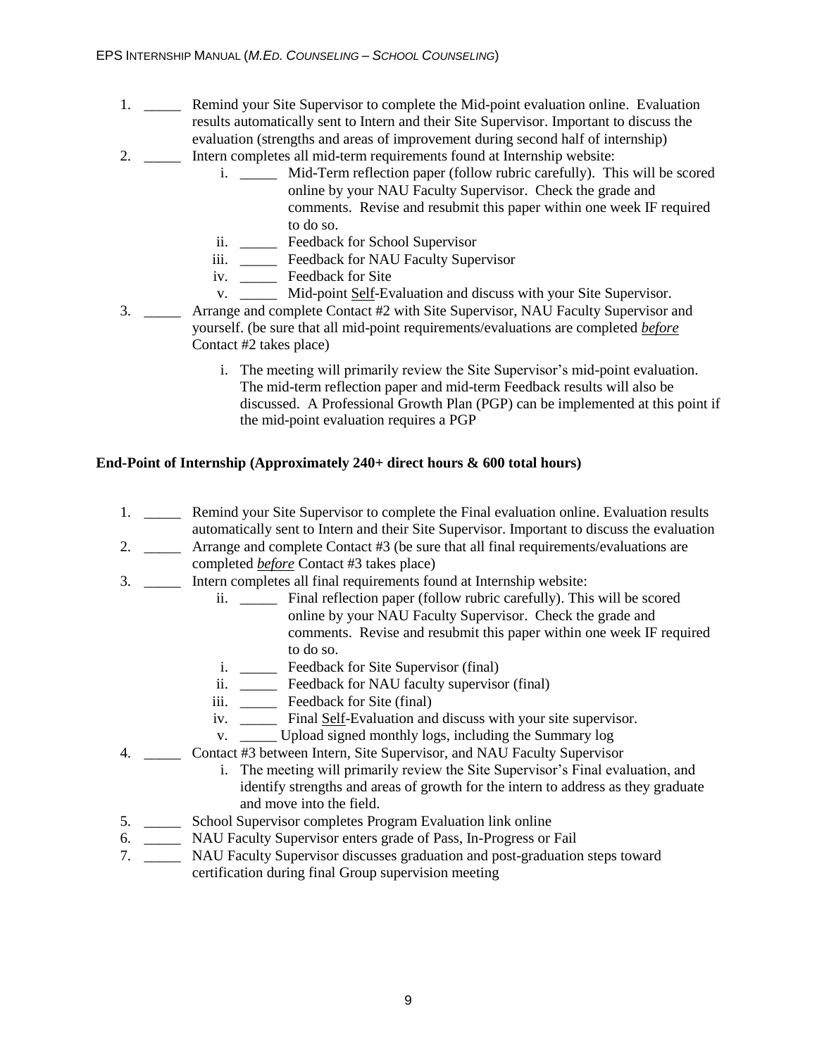1. _____ Remind your Site Supervisor to complete the Mid-point evaluation online. Evaluation results automatically sent to Intern and their Site Supervisor. Important to discuss the evaluation (strengths and areas of improvement during second half of internship)
2. _____ Intern completes all mid-term requirements found at Internship website:
    - i. _____ Mid-Term reflection paper (follow rubric carefully). This will be scored online by your NAU Faculty Supervisor. Check the grade and comments. Revise and resubmit this paper within one week IF required to do so.
    - ii. _____ Feedback for School Supervisor
    - iii. _____ Feedback for NAU Faculty Supervisor
    - iv. _____ Feedback for Site
    - v. _____ Mid-point Self-Evaluation and discuss with your Site Supervisor.
3. _____ Arrange and complete Contact #2 with Site Supervisor, NAU Faculty Supervisor and yourself. (be sure that all mid-point requirements/evaluations are completed ***before*** Contact #2 takes place)
    - i. The meeting will primarily review the Site Supervisor's mid-point evaluation. The mid-term reflection paper and mid-term Feedback results will also be discussed. A Professional Growth Plan (PGP) can be implemented at this point if the mid-point evaluation requires a PGP

**End-Point of Internship (Approximately 240+ direct hours & 600 total hours)**

1. _____ Remind your Site Supervisor to complete the Final evaluation online. Evaluation results automatically sent to Intern and their Site Supervisor. Important to discuss the evaluation
2. _____ Arrange and complete Contact #3 (be sure that all final requirements/evaluations are completed ***before*** Contact #3 takes place)
3. _____ Intern completes all final requirements found at Internship website:
    - ii. _____ Final reflection paper (follow rubric carefully). This will be scored online by your NAU Faculty Supervisor. Check the grade and comments. Revise and resubmit this paper within one week IF required to do so.
    - i. _____ Feedback for Site Supervisor (final)
    - ii. _____ Feedback for NAU faculty supervisor (final)
    - iii. _____ Feedback for Site (final)
    - iv. _____ Final Self-Evaluation and discuss with your site supervisor.
    - v. _____ Upload signed monthly logs, including the Summary log
4. _____ Contact #3 between Intern, Site Supervisor, and NAU Faculty Supervisor
    - i. The meeting will primarily review the Site Supervisor's Final evaluation, and identify strengths and areas of growth for the intern to address as they graduate and move into the field.
5. _____ School Supervisor completes Program Evaluation link online
6. _____ NAU Faculty Supervisor enters grade of Pass, In-Progress or Fail
7. _____ NAU Faculty Supervisor discusses graduation and post-graduation steps toward certification during final Group supervision meeting